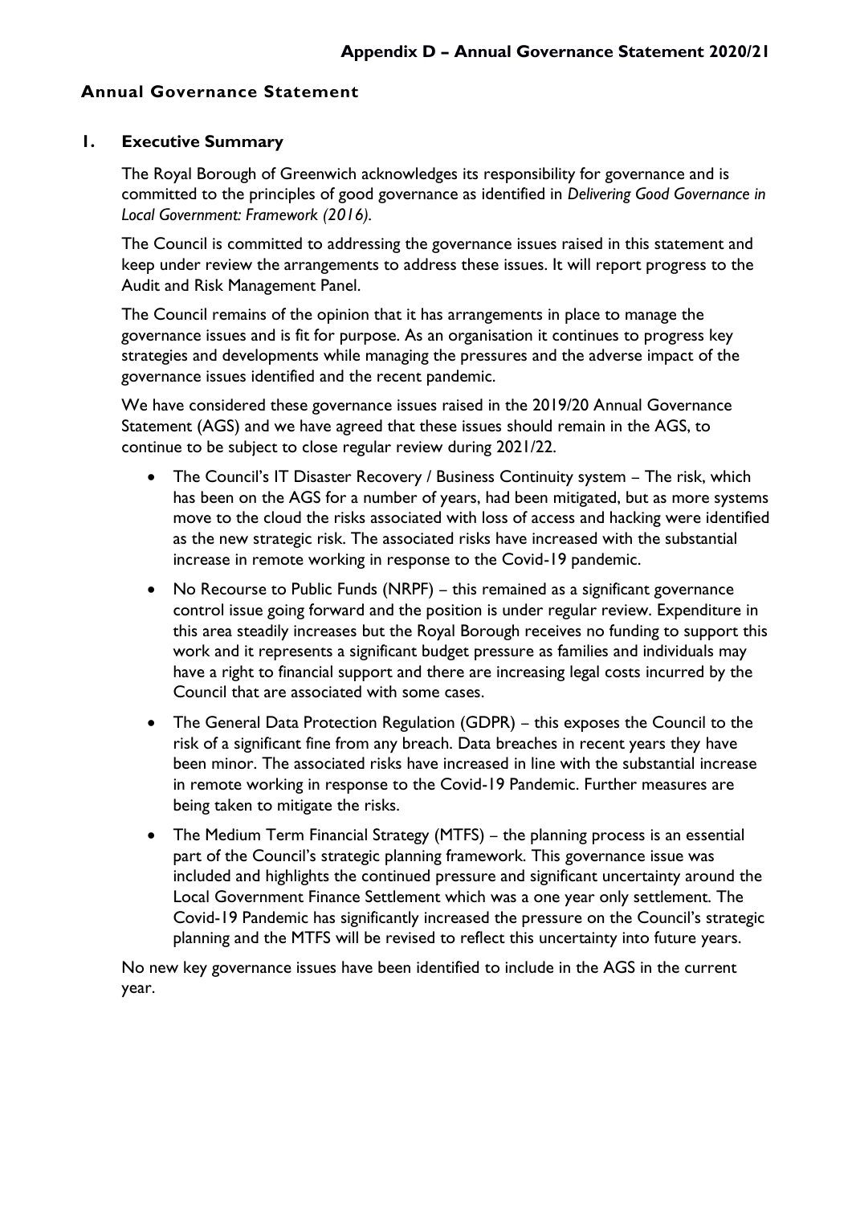**Appendix D – Annual Governance Statement 2020/21**

## Annual Governance Statement

### 1. Executive Summary

The Royal Borough of Greenwich acknowledges its responsibility for governance and is committed to the principles of good governance as identified in *Delivering Good Governance in Local Government: Framework (2016).*

The Council is committed to addressing the governance issues raised in this statement and keep under review the arrangements to address these issues. It will report progress to the Audit and Risk Management Panel.

The Council remains of the opinion that it has arrangements in place to manage the governance issues and is fit for purpose. As an organisation it continues to progress key strategies and developments while managing the pressures and the adverse impact of the governance issues identified and the recent pandemic.

We have considered these governance issues raised in the 2019/20 Annual Governance Statement (AGS) and we have agreed that these issues should remain in the AGS, to continue to be subject to close regular review during 2021/22.

- The Council's IT Disaster Recovery / Business Continuity system – The risk, which has been on the AGS for a number of years, had been mitigated, but as more systems move to the cloud the risks associated with loss of access and hacking were identified as the new strategic risk. The associated risks have increased with the substantial increase in remote working in response to the Covid-19 pandemic.
- No Recourse to Public Funds (NRPF) – this remained as a significant governance control issue going forward and the position is under regular review. Expenditure in this area steadily increases but the Royal Borough receives no funding to support this work and it represents a significant budget pressure as families and individuals may have a right to financial support and there are increasing legal costs incurred by the Council that are associated with some cases.
- The General Data Protection Regulation (GDPR) – this exposes the Council to the risk of a significant fine from any breach. Data breaches in recent years they have been minor. The associated risks have increased in line with the substantial increase in remote working in response to the Covid-19 Pandemic. Further measures are being taken to mitigate the risks.
- The Medium Term Financial Strategy (MTFS) – the planning process is an essential part of the Council's strategic planning framework. This governance issue was included and highlights the continued pressure and significant uncertainty around the Local Government Finance Settlement which was a one year only settlement. The Covid-19 Pandemic has significantly increased the pressure on the Council's strategic planning and the MTFS will be revised to reflect this uncertainty into future years.

No new key governance issues have been identified to include in the AGS in the current year.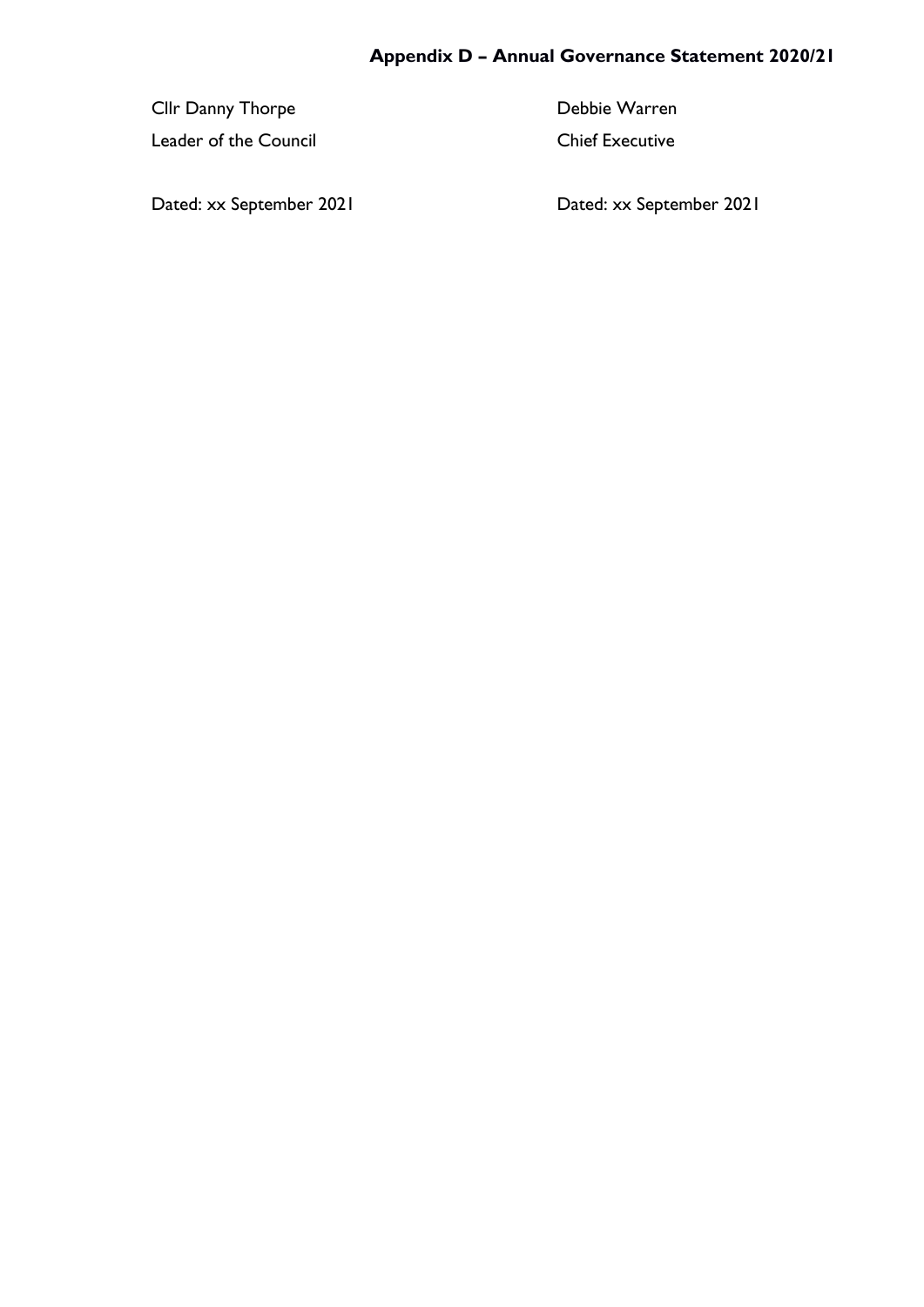Cllr Danny Thorpe
Leader of the Council

Dated: xx September 2021

Debbie Warren
Chief Executive

Dated: xx September 2021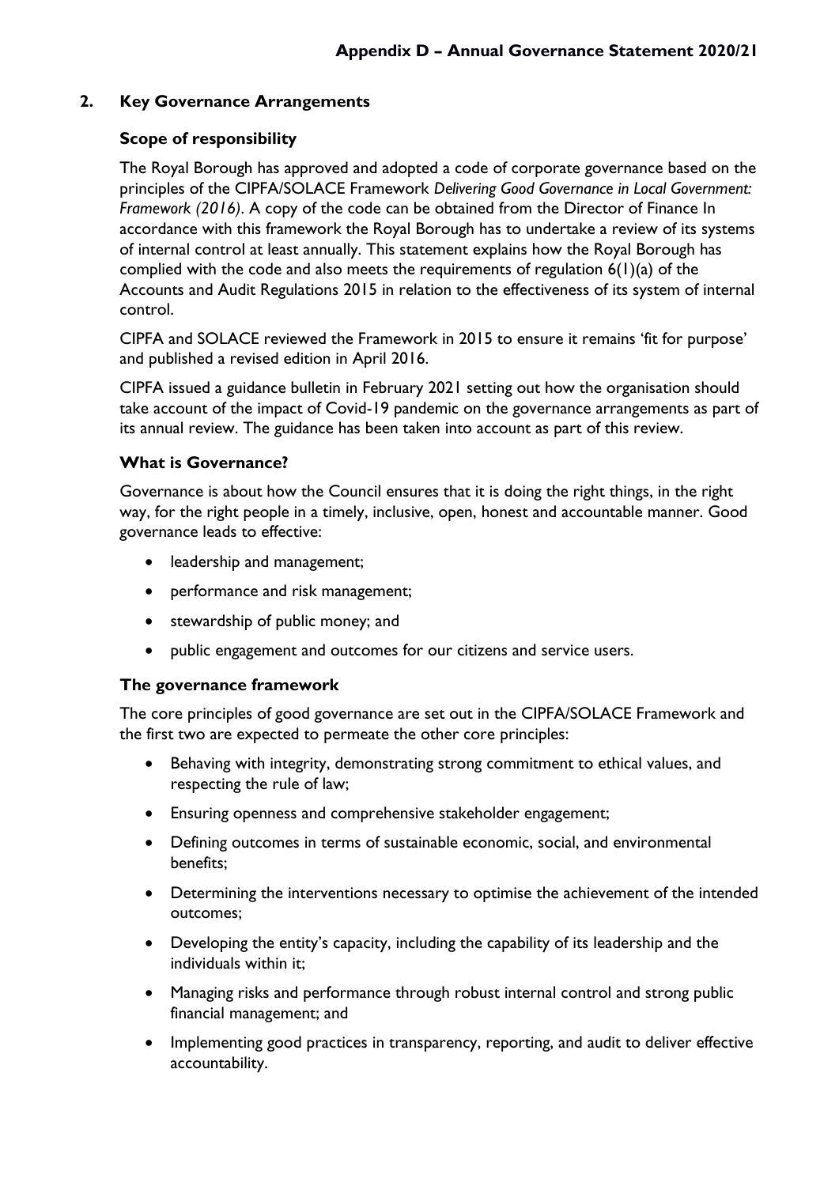## 2. Key Governance Arrangements

### Scope of responsibility

The Royal Borough has approved and adopted a code of corporate governance based on the principles of the CIPFA/SOLACE Framework *Delivering Good Governance in Local Government: Framework (2016)*. A copy of the code can be obtained from the Director of Finance In accordance with this framework the Royal Borough has to undertake a review of its systems of internal control at least annually. This statement explains how the Royal Borough has complied with the code and also meets the requirements of regulation 6(1)(a) of the Accounts and Audit Regulations 2015 in relation to the effectiveness of its system of internal control.

CIPFA and SOLACE reviewed the Framework in 2015 to ensure it remains 'fit for purpose' and published a revised edition in April 2016.

CIPFA issued a guidance bulletin in February 2021 setting out how the organisation should take account of the impact of Covid-19 pandemic on the governance arrangements as part of its annual review. The guidance has been taken into account as part of this review.

### What is Governance?

Governance is about how the Council ensures that it is doing the right things, in the right way, for the right people in a timely, inclusive, open, honest and accountable manner. Good governance leads to effective:

- leadership and management;
- performance and risk management;
- stewardship of public money; and
- public engagement and outcomes for our citizens and service users.

### The governance framework

The core principles of good governance are set out in the CIPFA/SOLACE Framework and the first two are expected to permeate the other core principles:

- Behaving with integrity, demonstrating strong commitment to ethical values, and respecting the rule of law;
- Ensuring openness and comprehensive stakeholder engagement;
- Defining outcomes in terms of sustainable economic, social, and environmental benefits;
- Determining the interventions necessary to optimise the achievement of the intended outcomes;
- Developing the entity's capacity, including the capability of its leadership and the individuals within it;
- Managing risks and performance through robust internal control and strong public financial management; and
- Implementing good practices in transparency, reporting, and audit to deliver effective accountability.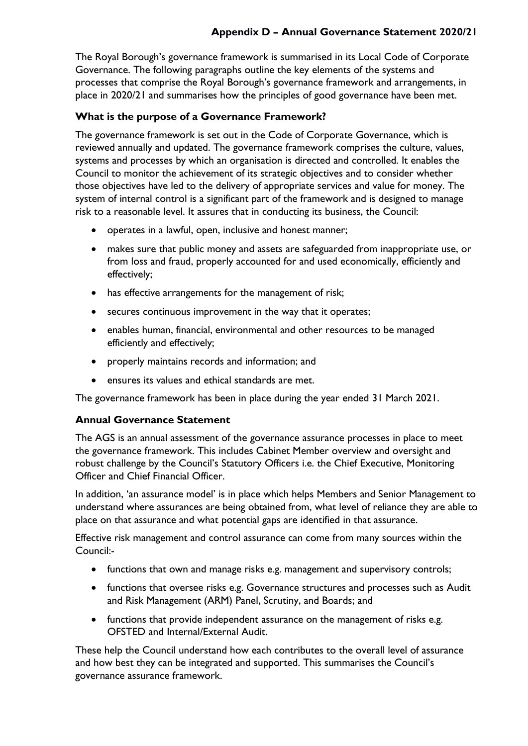The Royal Borough's governance framework is summarised in its Local Code of Corporate Governance. The following paragraphs outline the key elements of the systems and processes that comprise the Royal Borough's governance framework and arrangements, in place in 2020/21 and summarises how the principles of good governance have been met.

### What is the purpose of a Governance Framework?

The governance framework is set out in the Code of Corporate Governance, which is reviewed annually and updated. The governance framework comprises the culture, values, systems and processes by which an organisation is directed and controlled. It enables the Council to monitor the achievement of its strategic objectives and to consider whether those objectives have led to the delivery of appropriate services and value for money. The system of internal control is a significant part of the framework and is designed to manage risk to a reasonable level. It assures that in conducting its business, the Council:

- operates in a lawful, open, inclusive and honest manner;
- makes sure that public money and assets are safeguarded from inappropriate use, or from loss and fraud, properly accounted for and used economically, efficiently and effectively;
- has effective arrangements for the management of risk;
- secures continuous improvement in the way that it operates;
- enables human, financial, environmental and other resources to be managed efficiently and effectively;
- properly maintains records and information; and
- ensures its values and ethical standards are met.

The governance framework has been in place during the year ended 31 March 2021.

### Annual Governance Statement

The AGS is an annual assessment of the governance assurance processes in place to meet the governance framework. This includes Cabinet Member overview and oversight and robust challenge by the Council's Statutory Officers i.e. the Chief Executive, Monitoring Officer and Chief Financial Officer.

In addition, 'an assurance model' is in place which helps Members and Senior Management to understand where assurances are being obtained from, what level of reliance they are able to place on that assurance and what potential gaps are identified in that assurance.

Effective risk management and control assurance can come from many sources within the Council:-

- functions that own and manage risks e.g. management and supervisory controls;
- functions that oversee risks e.g. Governance structures and processes such as Audit and Risk Management (ARM) Panel, Scrutiny, and Boards; and
- functions that provide independent assurance on the management of risks e.g. OFSTED and Internal/External Audit.

These help the Council understand how each contributes to the overall level of assurance and how best they can be integrated and supported. This summarises the Council's governance assurance framework.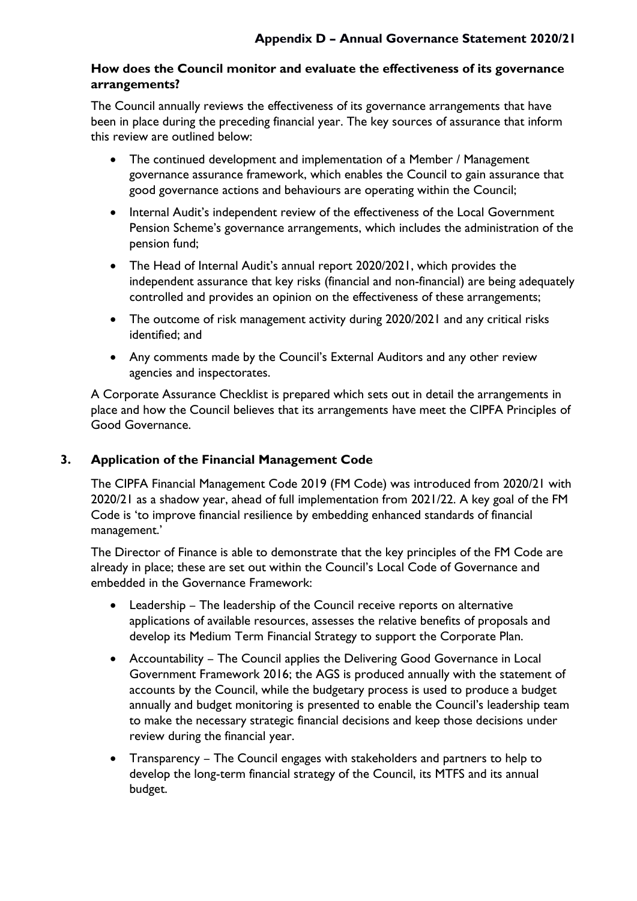### How does the Council monitor and evaluate the effectiveness of its governance arrangements?

The Council annually reviews the effectiveness of its governance arrangements that have been in place during the preceding financial year. The key sources of assurance that inform this review are outlined below:

- The continued development and implementation of a Member / Management governance assurance framework, which enables the Council to gain assurance that good governance actions and behaviours are operating within the Council;
- Internal Audit's independent review of the effectiveness of the Local Government Pension Scheme's governance arrangements, which includes the administration of the pension fund;
- The Head of Internal Audit's annual report 2020/2021, which provides the independent assurance that key risks (financial and non-financial) are being adequately controlled and provides an opinion on the effectiveness of these arrangements;
- The outcome of risk management activity during 2020/2021 and any critical risks identified; and
- Any comments made by the Council's External Auditors and any other review agencies and inspectorates.

A Corporate Assurance Checklist is prepared which sets out in detail the arrangements in place and how the Council believes that its arrangements have meet the CIPFA Principles of Good Governance.

## 3. Application of the Financial Management Code

The CIPFA Financial Management Code 2019 (FM Code) was introduced from 2020/21 with 2020/21 as a shadow year, ahead of full implementation from 2021/22. A key goal of the FM Code is 'to improve financial resilience by embedding enhanced standards of financial management.'

The Director of Finance is able to demonstrate that the key principles of the FM Code are already in place; these are set out within the Council's Local Code of Governance and embedded in the Governance Framework:

- Leadership – The leadership of the Council receive reports on alternative applications of available resources, assesses the relative benefits of proposals and develop its Medium Term Financial Strategy to support the Corporate Plan.
- Accountability – The Council applies the Delivering Good Governance in Local Government Framework 2016; the AGS is produced annually with the statement of accounts by the Council, while the budgetary process is used to produce a budget annually and budget monitoring is presented to enable the Council's leadership team to make the necessary strategic financial decisions and keep those decisions under review during the financial year.
- Transparency – The Council engages with stakeholders and partners to help to develop the long-term financial strategy of the Council, its MTFS and its annual budget.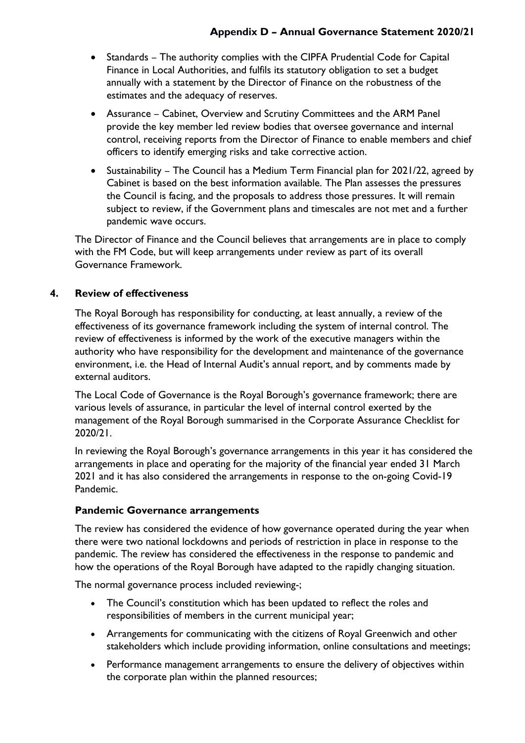- Standards – The authority complies with the CIPFA Prudential Code for Capital Finance in Local Authorities, and fulfils its statutory obligation to set a budget annually with a statement by the Director of Finance on the robustness of the estimates and the adequacy of reserves.
- Assurance – Cabinet, Overview and Scrutiny Committees and the ARM Panel provide the key member led review bodies that oversee governance and internal control, receiving reports from the Director of Finance to enable members and chief officers to identify emerging risks and take corrective action.
- Sustainability – The Council has a Medium Term Financial plan for 2021/22, agreed by Cabinet is based on the best information available. The Plan assesses the pressures the Council is facing, and the proposals to address those pressures. It will remain subject to review, if the Government plans and timescales are not met and a further pandemic wave occurs.

The Director of Finance and the Council believes that arrangements are in place to comply with the FM Code, but will keep arrangements under review as part of its overall Governance Framework.

## 4. Review of effectiveness

The Royal Borough has responsibility for conducting, at least annually, a review of the effectiveness of its governance framework including the system of internal control. The review of effectiveness is informed by the work of the executive managers within the authority who have responsibility for the development and maintenance of the governance environment, i.e. the Head of Internal Audit's annual report, and by comments made by external auditors.

The Local Code of Governance is the Royal Borough's governance framework; there are various levels of assurance, in particular the level of internal control exerted by the management of the Royal Borough summarised in the Corporate Assurance Checklist for 2020/21.

In reviewing the Royal Borough's governance arrangements in this year it has considered the arrangements in place and operating for the majority of the financial year ended 31 March 2021 and it has also considered the arrangements in response to the on-going Covid-19 Pandemic.

### Pandemic Governance arrangements

The review has considered the evidence of how governance operated during the year when there were two national lockdowns and periods of restriction in place in response to the pandemic. The review has considered the effectiveness in the response to pandemic and how the operations of the Royal Borough have adapted to the rapidly changing situation.

The normal governance process included reviewing-;

- The Council's constitution which has been updated to reflect the roles and responsibilities of members in the current municipal year;
- Arrangements for communicating with the citizens of Royal Greenwich and other stakeholders which include providing information, online consultations and meetings;
- Performance management arrangements to ensure the delivery of objectives within the corporate plan within the planned resources;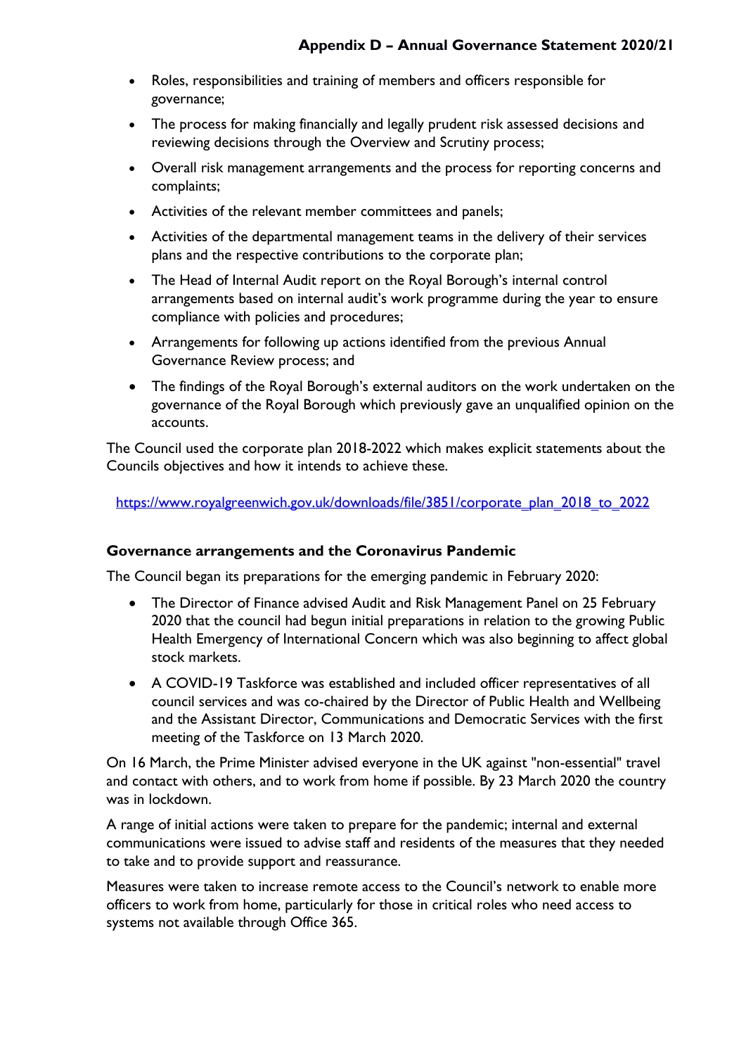- Roles, responsibilities and training of members and officers responsible for governance;
- The process for making financially and legally prudent risk assessed decisions and reviewing decisions through the Overview and Scrutiny process;
- Overall risk management arrangements and the process for reporting concerns and complaints;
- Activities of the relevant member committees and panels;
- Activities of the departmental management teams in the delivery of their services plans and the respective contributions to the corporate plan;
- The Head of Internal Audit report on the Royal Borough's internal control arrangements based on internal audit's work programme during the year to ensure compliance with policies and procedures;
- Arrangements for following up actions identified from the previous Annual Governance Review process; and
- The findings of the Royal Borough's external auditors on the work undertaken on the governance of the Royal Borough which previously gave an unqualified opinion on the accounts.

The Council used the corporate plan 2018-2022 which makes explicit statements about the Councils objectives and how it intends to achieve these.

https://www.royalgreenwich.gov.uk/downloads/file/3851/corporate_plan_2018_to_2022

## Governance arrangements and the Coronavirus Pandemic

The Council began its preparations for the emerging pandemic in February 2020:

- The Director of Finance advised Audit and Risk Management Panel on 25 February 2020 that the council had begun initial preparations in relation to the growing Public Health Emergency of International Concern which was also beginning to affect global stock markets.
- A COVID-19 Taskforce was established and included officer representatives of all council services and was co-chaired by the Director of Public Health and Wellbeing and the Assistant Director, Communications and Democratic Services with the first meeting of the Taskforce on 13 March 2020.

On 16 March, the Prime Minister advised everyone in the UK against "non-essential" travel and contact with others, and to work from home if possible. By 23 March 2020 the country was in lockdown.

A range of initial actions were taken to prepare for the pandemic; internal and external communications were issued to advise staff and residents of the measures that they needed to take and to provide support and reassurance.

Measures were taken to increase remote access to the Council's network to enable more officers to work from home, particularly for those in critical roles who need access to systems not available through Office 365.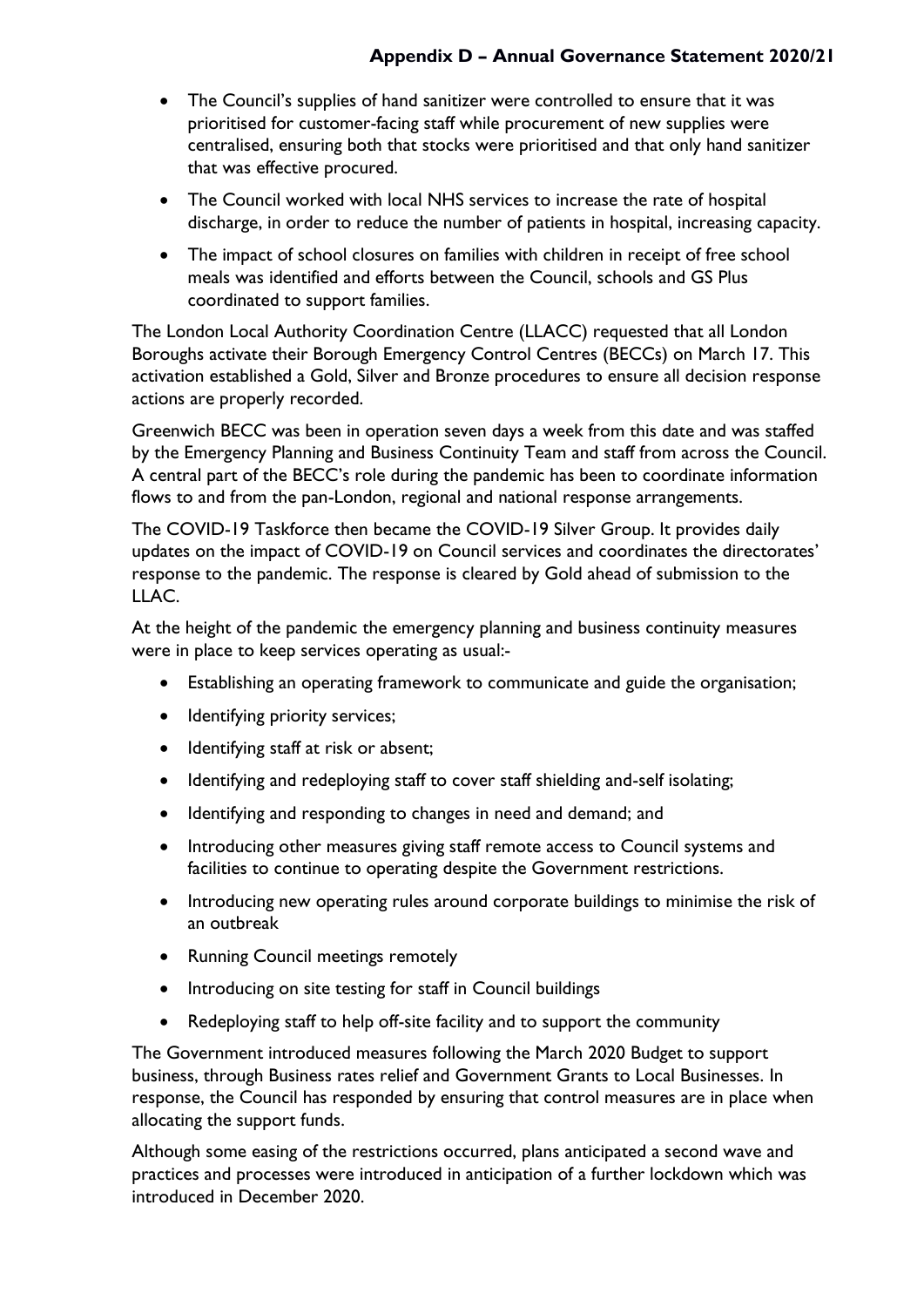- The Council's supplies of hand sanitizer were controlled to ensure that it was prioritised for customer-facing staff while procurement of new supplies were centralised, ensuring both that stocks were prioritised and that only hand sanitizer that was effective procured.
- The Council worked with local NHS services to increase the rate of hospital discharge, in order to reduce the number of patients in hospital, increasing capacity.
- The impact of school closures on families with children in receipt of free school meals was identified and efforts between the Council, schools and GS Plus coordinated to support families.

The London Local Authority Coordination Centre (LLACC) requested that all London Boroughs activate their Borough Emergency Control Centres (BECCs) on March 17. This activation established a Gold, Silver and Bronze procedures to ensure all decision response actions are properly recorded.

Greenwich BECC was been in operation seven days a week from this date and was staffed by the Emergency Planning and Business Continuity Team and staff from across the Council. A central part of the BECC's role during the pandemic has been to coordinate information flows to and from the pan-London, regional and national response arrangements.

The COVID-19 Taskforce then became the COVID-19 Silver Group. It provides daily updates on the impact of COVID-19 on Council services and coordinates the directorates' response to the pandemic. The response is cleared by Gold ahead of submission to the LLAC.

At the height of the pandemic the emergency planning and business continuity measures were in place to keep services operating as usual:-

- Establishing an operating framework to communicate and guide the organisation;
- Identifying priority services;
- Identifying staff at risk or absent;
- Identifying and redeploying staff to cover staff shielding and-self isolating;
- Identifying and responding to changes in need and demand; and
- Introducing other measures giving staff remote access to Council systems and facilities to continue to operating despite the Government restrictions.
- Introducing new operating rules around corporate buildings to minimise the risk of an outbreak
- Running Council meetings remotely
- Introducing on site testing for staff in Council buildings
- Redeploying staff to help off-site facility and to support the community

The Government introduced measures following the March 2020 Budget to support business, through Business rates relief and Government Grants to Local Businesses. In response, the Council has responded by ensuring that control measures are in place when allocating the support funds.

Although some easing of the restrictions occurred, plans anticipated a second wave and practices and processes were introduced in anticipation of a further lockdown which was introduced in December 2020.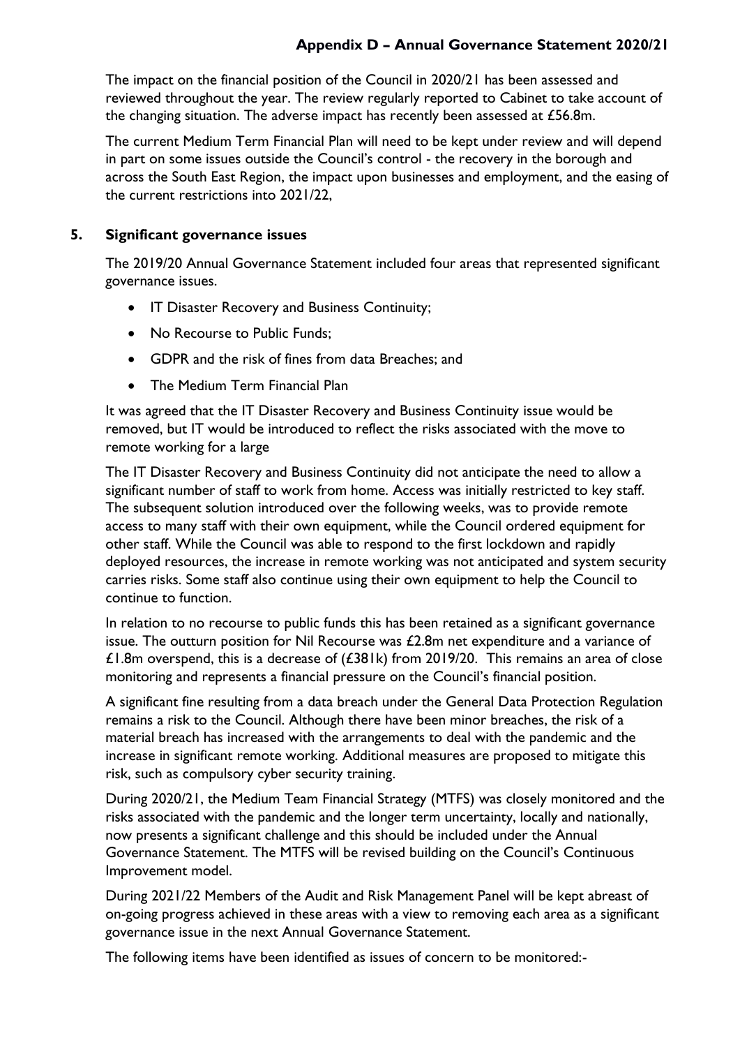The impact on the financial position of the Council in 2020/21 has been assessed and reviewed throughout the year. The review regularly reported to Cabinet to take account of the changing situation. The adverse impact has recently been assessed at £56.8m.

The current Medium Term Financial Plan will need to be kept under review and will depend in part on some issues outside the Council's control - the recovery in the borough and across the South East Region, the impact upon businesses and employment, and the easing of the current restrictions into 2021/22,

## 5. Significant governance issues

The 2019/20 Annual Governance Statement included four areas that represented significant governance issues.

- IT Disaster Recovery and Business Continuity;
- No Recourse to Public Funds;
- GDPR and the risk of fines from data Breaches; and
- The Medium Term Financial Plan

It was agreed that the IT Disaster Recovery and Business Continuity issue would be removed, but IT would be introduced to reflect the risks associated with the move to remote working for a large

The IT Disaster Recovery and Business Continuity did not anticipate the need to allow a significant number of staff to work from home. Access was initially restricted to key staff. The subsequent solution introduced over the following weeks, was to provide remote access to many staff with their own equipment, while the Council ordered equipment for other staff. While the Council was able to respond to the first lockdown and rapidly deployed resources, the increase in remote working was not anticipated and system security carries risks. Some staff also continue using their own equipment to help the Council to continue to function.

In relation to no recourse to public funds this has been retained as a significant governance issue. The outturn position for Nil Recourse was £2.8m net expenditure and a variance of £1.8m overspend, this is a decrease of (£381k) from 2019/20. This remains an area of close monitoring and represents a financial pressure on the Council's financial position.

A significant fine resulting from a data breach under the General Data Protection Regulation remains a risk to the Council. Although there have been minor breaches, the risk of a material breach has increased with the arrangements to deal with the pandemic and the increase in significant remote working. Additional measures are proposed to mitigate this risk, such as compulsory cyber security training.

During 2020/21, the Medium Team Financial Strategy (MTFS) was closely monitored and the risks associated with the pandemic and the longer term uncertainty, locally and nationally, now presents a significant challenge and this should be included under the Annual Governance Statement. The MTFS will be revised building on the Council's Continuous Improvement model.

During 2021/22 Members of the Audit and Risk Management Panel will be kept abreast of on-going progress achieved in these areas with a view to removing each area as a significant governance issue in the next Annual Governance Statement.

The following items have been identified as issues of concern to be monitored:-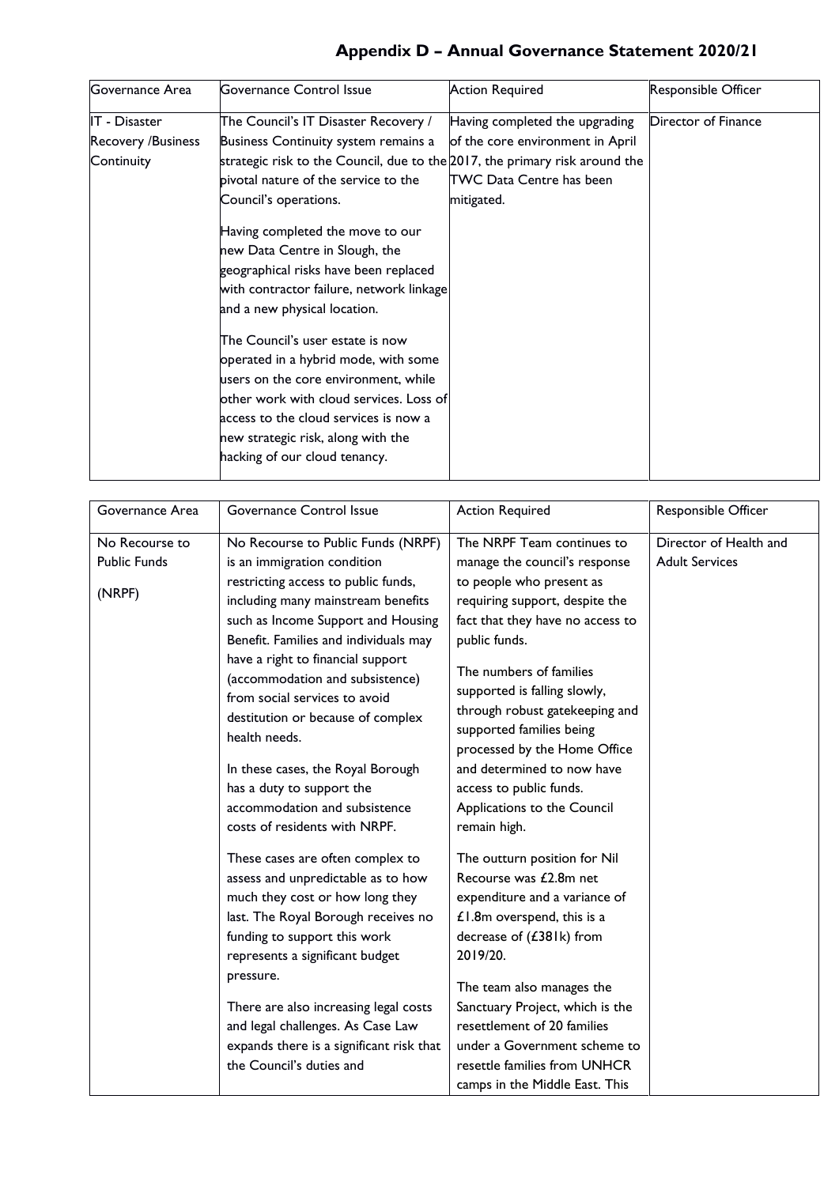# Appendix D – Annual Governance Statement 2020/21

| Governance Area | Governance Control Issue | Action Required | Responsible Officer |
|---|---|---|---|
| IT - Disaster Recovery /Business Continuity | The Council's IT Disaster Recovery / Business Continuity system remains a strategic risk to the Council, due to the pivotal nature of the service to the Council's operations.<br><br>Having completed the move to our new Data Centre in Slough, the geographical risks have been replaced with contractor failure, network linkage and a new physical location.<br><br>The Council's user estate is now operated in a hybrid mode, with some users on the core environment, while other work with cloud services. Loss of access to the cloud services is now a new strategic risk, along with the hacking of our cloud tenancy. | Having completed the upgrading of the core environment in April 2017, the primary risk around the TWC Data Centre has been mitigated. | Director of Finance |

| Governance Area | Governance Control Issue | Action Required | Responsible Officer |
|---|---|---|---|
| No Recourse to Public Funds<br><br>(NRPF) | No Recourse to Public Funds (NRPF) is an immigration condition restricting access to public funds, including many mainstream benefits such as Income Support and Housing Benefit. Families and individuals may have a right to financial support (accommodation and subsistence) from social services to avoid destitution or because of complex health needs.<br><br>In these cases, the Royal Borough has a duty to support the accommodation and subsistence costs of residents with NRPF.<br><br>These cases are often complex to assess and unpredictable as to how much they cost or how long they last. The Royal Borough receives no funding to support this work represents a significant budget pressure.<br><br>There are also increasing legal costs and legal challenges. As Case Law expands there is a significant risk that the Council's duties and | The NRPF Team continues to manage the council's response to people who present as requiring support, despite the fact that they have no access to public funds.<br><br>The numbers of families supported is falling slowly, through robust gatekeeping and supported families being processed by the Home Office and determined to now have access to public funds. Applications to the Council remain high.<br><br>The outturn position for Nil Recourse was £2.8m net expenditure and a variance of £1.8m overspend, this is a decrease of (£381k) from 2019/20.<br><br>The team also manages the Sanctuary Project, which is the resettlement of 20 families under a Government scheme to resettle families from UNHCR camps in the Middle East. This | Director of Health and Adult Services |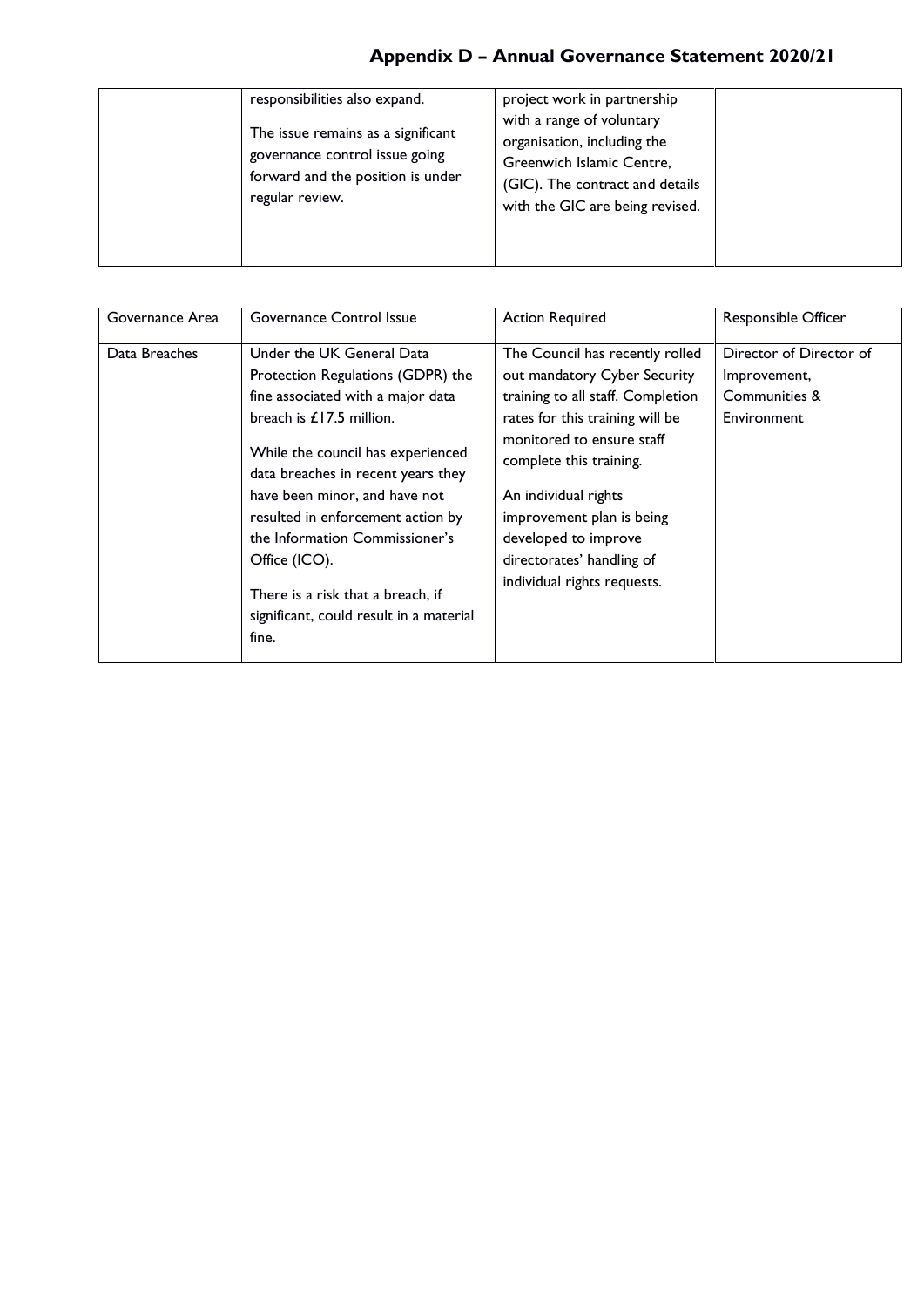| | | | |
|---|---|---|---|
| | responsibilities also expand.<br><br>The issue remains as a significant governance control issue going forward and the position is under regular review. | project work in partnership with a range of voluntary organisation, including the Greenwich Islamic Centre, (GIC). The contract and details with the GIC are being revised. | |

| Governance Area | Governance Control Issue | Action Required | Responsible Officer |
|---|---|---|---|
| Data Breaches | Under the UK General Data Protection Regulations (GDPR) the fine associated with a major data breach is £17.5 million.<br><br>While the council has experienced data breaches in recent years they have been minor, and have not resulted in enforcement action by the Information Commissioner's Office (ICO).<br><br>There is a risk that a breach, if significant, could result in a material fine. | The Council has recently rolled out mandatory Cyber Security training to all staff. Completion rates for this training will be monitored to ensure staff complete this training.<br><br>An individual rights improvement plan is being developed to improve directorates' handling of individual rights requests. | Director of Director of Improvement, Communities & Environment |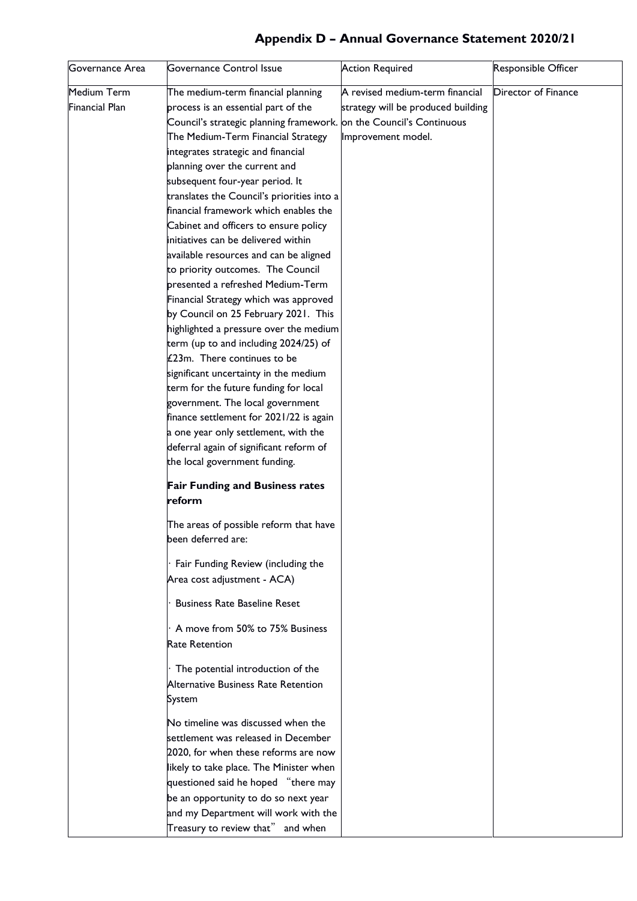# Appendix D – Annual Governance Statement 2020/21

| Governance Area | Governance Control Issue | Action Required | Responsible Officer |
|---|---|---|---|
| Medium Term Financial Plan | The medium-term financial planning process is an essential part of the Council's strategic planning framework. The Medium-Term Financial Strategy integrates strategic and financial planning over the current and subsequent four-year period. It translates the Council's priorities into a financial framework which enables the Cabinet and officers to ensure policy initiatives can be delivered within available resources and can be aligned to priority outcomes. The Council presented a refreshed Medium-Term Financial Strategy which was approved by Council on 25 February 2021. This highlighted a pressure over the medium term (up to and including 2024/25) of £23m. There continues to be significant uncertainty in the medium term for the future funding for local government. The local government finance settlement for 2021/22 is again a one year only settlement, with the deferral again of significant reform of the local government funding.<br><br>**Fair Funding and Business rates reform**<br><br>The areas of possible reform that have been deferred are:<br><br>· Fair Funding Review (including the Area cost adjustment - ACA)<br><br>· Business Rate Baseline Reset<br><br>· A move from 50% to 75% Business Rate Retention<br><br>· The potential introduction of the Alternative Business Rate Retention System<br><br>No timeline was discussed when the settlement was released in December 2020, for when these reforms are now likely to take place. The Minister when questioned said he hoped "there may be an opportunity to do so next year and my Department will work with the Treasury to review that" and when | A revised medium-term financial strategy will be produced building on the Council's Continuous Improvement model. | Director of Finance |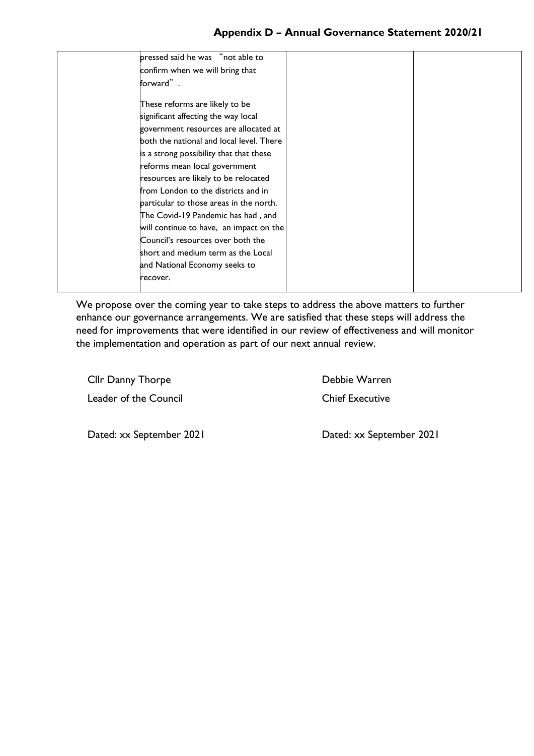| | | | |
|---|---|---|---|
| | pressed said he was "not able to confirm when we will bring that forward".<br><br>These reforms are likely to be significant affecting the way local government resources are allocated at both the national and local level. There is a strong possibility that that these reforms mean local government resources are likely to be relocated from London to the districts and in particular to those areas in the north. The Covid-19 Pandemic has had , and will continue to have, an impact on the Council's resources over both the short and medium term as the Local and National Economy seeks to recover. | | |

We propose over the coming year to take steps to address the above matters to further enhance our governance arrangements. We are satisfied that these steps will address the need for improvements that were identified in our review of effectiveness and will monitor the implementation and operation as part of our next annual review.

Cllr Danny Thorpe
Leader of the Council

Dated: xx September 2021

Debbie Warren
Chief Executive

Dated: xx September 2021